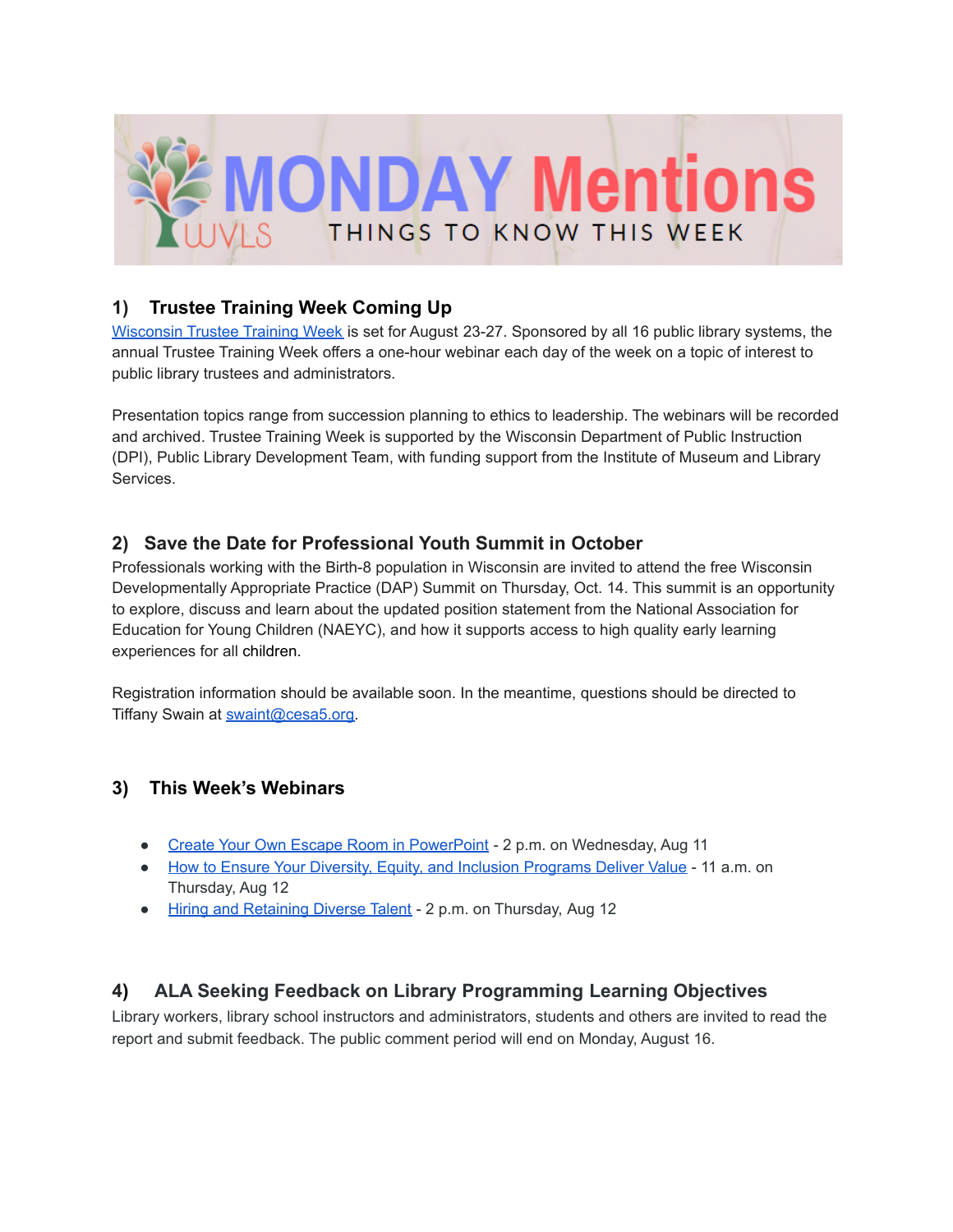# MONDAY Mentions

WVLS — THINGS TO KNOW THIS WEEK

## 1) Trustee Training Week Coming Up

Wisconsin Trustee Training Week is set for August 23-27. Sponsored by all 16 public library systems, the annual Trustee Training Week offers a one-hour webinar each day of the week on a topic of interest to public library trustees and administrators.

Presentation topics range from succession planning to ethics to leadership. The webinars will be recorded and archived. Trustee Training Week is supported by the Wisconsin Department of Public Instruction (DPI), Public Library Development Team, with funding support from the Institute of Museum and Library Services.

## 2) Save the Date for Professional Youth Summit in October

Professionals working with the Birth-8 population in Wisconsin are invited to attend the free Wisconsin Developmentally Appropriate Practice (DAP) Summit on Thursday, Oct. 14. This summit is an opportunity to explore, discuss and learn about the updated position statement from the National Association for Education for Young Children (NAEYC), and how it supports access to high quality early learning experiences for all children.

Registration information should be available soon. In the meantime, questions should be directed to Tiffany Swain at swaint@cesa5.org.

## 3) This Week's Webinars

- Create Your Own Escape Room in PowerPoint - 2 p.m. on Wednesday, Aug 11
- How to Ensure Your Diversity, Equity, and Inclusion Programs Deliver Value - 11 a.m. on Thursday, Aug 12
- Hiring and Retaining Diverse Talent - 2 p.m. on Thursday, Aug 12

## 4) ALA Seeking Feedback on Library Programming Learning Objectives

Library workers, library school instructors and administrators, students and others are invited to read the report and submit feedback. The public comment period will end on Monday, August 16.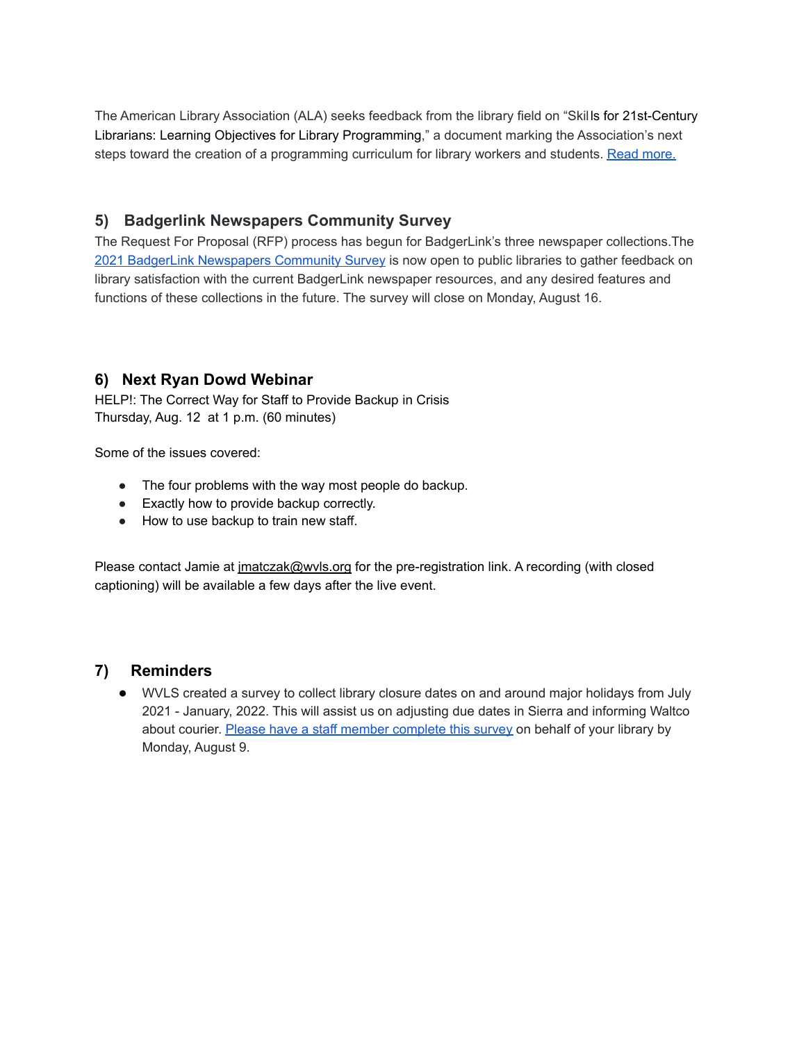The American Library Association (ALA) seeks feedback from the library field on "Skills for 21st-Century Librarians: Learning Objectives for Library Programming," a document marking the Association's next steps toward the creation of a programming curriculum for library workers and students. [Read more.]

## 5) Badgerlink Newspapers Community Survey

The Request For Proposal (RFP) process has begun for BadgerLink's three newspaper collections.The [2021 BadgerLink Newspapers Community Survey] is now open to public libraries to gather feedback on library satisfaction with the current BadgerLink newspaper resources, and any desired features and functions of these collections in the future. The survey will close on Monday, August 16.

## 6) Next Ryan Dowd Webinar

HELP!: The Correct Way for Staff to Provide Backup in Crisis
Thursday, Aug. 12 at 1 p.m. (60 minutes)

Some of the issues covered:

- The four problems with the way most people do backup.
- Exactly how to provide backup correctly.
- How to use backup to train new staff.

Please contact Jamie at jmatczak@wvls.org for the pre-registration link. A recording (with closed captioning) will be available a few days after the live event.

## 7) Reminders

- WVLS created a survey to collect library closure dates on and around major holidays from July 2021 - January, 2022. This will assist us on adjusting due dates in Sierra and informing Waltco about courier. [Please have a staff member complete this survey] on behalf of your library by Monday, August 9.